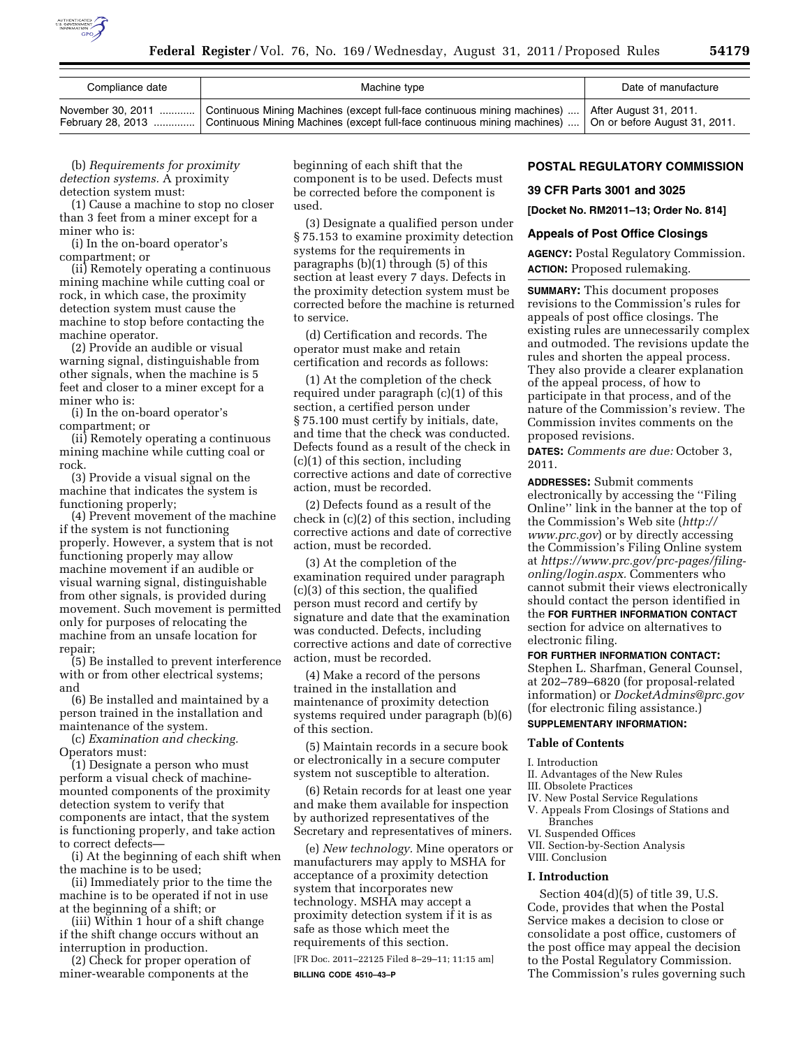| Compliance date | Machine type | Date of manufacture |
| --- | --- | --- |
| November 30, 2011 ............ | Continuous Mining Machines (except full-face continuous mining machines) .... | After August 31, 2011. |
| February 28, 2013 .............. | Continuous Mining Machines (except full-face continuous mining machines) .... | On or before August 31, 2011. |

(b) *Requirements for proximity detection systems.* A proximity detection system must:

(1) Cause a machine to stop no closer than 3 feet from a miner except for a miner who is:

(i) In the on-board operator's compartment; or

(ii) Remotely operating a continuous mining machine while cutting coal or rock, in which case, the proximity detection system must cause the machine to stop before contacting the machine operator.

(2) Provide an audible or visual warning signal, distinguishable from other signals, when the machine is 5 feet and closer to a miner except for a miner who is:

(i) In the on-board operator's compartment; or

(ii) Remotely operating a continuous mining machine while cutting coal or rock.

(3) Provide a visual signal on the machine that indicates the system is functioning properly;

(4) Prevent movement of the machine if the system is not functioning properly. However, a system that is not functioning properly may allow machine movement if an audible or visual warning signal, distinguishable from other signals, is provided during movement. Such movement is permitted only for purposes of relocating the machine from an unsafe location for repair;

(5) Be installed to prevent interference with or from other electrical systems; and

(6) Be installed and maintained by a person trained in the installation and maintenance of the system.

(c) *Examination and checking.* Operators must:

(1) Designate a person who must perform a visual check of machine-mounted components of the proximity detection system to verify that components are intact, that the system is functioning properly, and take action to correct defects—

(i) At the beginning of each shift when the machine is to be used;

(ii) Immediately prior to the time the machine is to be operated if not in use at the beginning of a shift; or

(iii) Within 1 hour of a shift change if the shift change occurs without an interruption in production.

(2) Check for proper operation of miner-wearable components at the beginning of each shift that the component is to be used. Defects must be corrected before the component is used.

(3) Designate a qualified person under § 75.153 to examine proximity detection systems for the requirements in paragraphs (b)(1) through (5) of this section at least every 7 days. Defects in the proximity detection system must be corrected before the machine is returned to service.

(d) Certification and records. The operator must make and retain certification and records as follows:

(1) At the completion of the check required under paragraph (c)(1) of this section, a certified person under § 75.100 must certify by initials, date, and time that the check was conducted. Defects found as a result of the check in (c)(1) of this section, including corrective actions and date of corrective action, must be recorded.

(2) Defects found as a result of the check in (c)(2) of this section, including corrective actions and date of corrective action, must be recorded.

(3) At the completion of the examination required under paragraph (c)(3) of this section, the qualified person must record and certify by signature and date that the examination was conducted. Defects, including corrective actions and date of corrective action, must be recorded.

(4) Make a record of the persons trained in the installation and maintenance of proximity detection systems required under paragraph (b)(6) of this section.

(5) Maintain records in a secure book or electronically in a secure computer system not susceptible to alteration.

(6) Retain records for at least one year and make them available for inspection by authorized representatives of the Secretary and representatives of miners.

(e) *New technology.* Mine operators or manufacturers may apply to MSHA for acceptance of a proximity detection system that incorporates new technology. MSHA may accept a proximity detection system if it is as safe as those which meet the requirements of this section.

[FR Doc. 2011–22125 Filed 8–29–11; 11:15 am]

**BILLING CODE 4510–43–P**

## POSTAL REGULATORY COMMISSION

### 39 CFR Parts 3001 and 3025

**[Docket No. RM2011–13; Order No. 814]**

### Appeals of Post Office Closings

**AGENCY:** Postal Regulatory Commission.

**ACTION:** Proposed rulemaking.

**SUMMARY:** This document proposes revisions to the Commission's rules for appeals of post office closings. The existing rules are unnecessarily complex and outmoded. The revisions update the rules and shorten the appeal process. They also provide a clearer explanation of the appeal process, of how to participate in that process, and of the nature of the Commission's review. The Commission invites comments on the proposed revisions.

**DATES:** *Comments are due:* October 3, 2011.

**ADDRESSES:** Submit comments electronically by accessing the ''Filing Online'' link in the banner at the top of the Commission's Web site (*http://www.prc.gov*) or by directly accessing the Commission's Filing Online system at *https://www.prc.gov/prc-pages/filing-onling/login.aspx.* Commenters who cannot submit their views electronically should contact the person identified in the **FOR FURTHER INFORMATION CONTACT** section for advice on alternatives to electronic filing.

**FOR FURTHER INFORMATION CONTACT:** Stephen L. Sharfman, General Counsel, at 202–789–6820 (for proposal-related information) or *DocketAdmins@prc.gov* (for electronic filing assistance.)

**SUPPLEMENTARY INFORMATION:**

#### Table of Contents

I. Introduction
II. Advantages of the New Rules
III. Obsolete Practices
IV. New Postal Service Regulations
V. Appeals From Closings of Stations and Branches
VI. Suspended Offices
VII. Section-by-Section Analysis
VIII. Conclusion

#### I. Introduction

Section 404(d)(5) of title 39, U.S. Code, provides that when the Postal Service makes a decision to close or consolidate a post office, customers of the post office may appeal the decision to the Postal Regulatory Commission. The Commission's rules governing such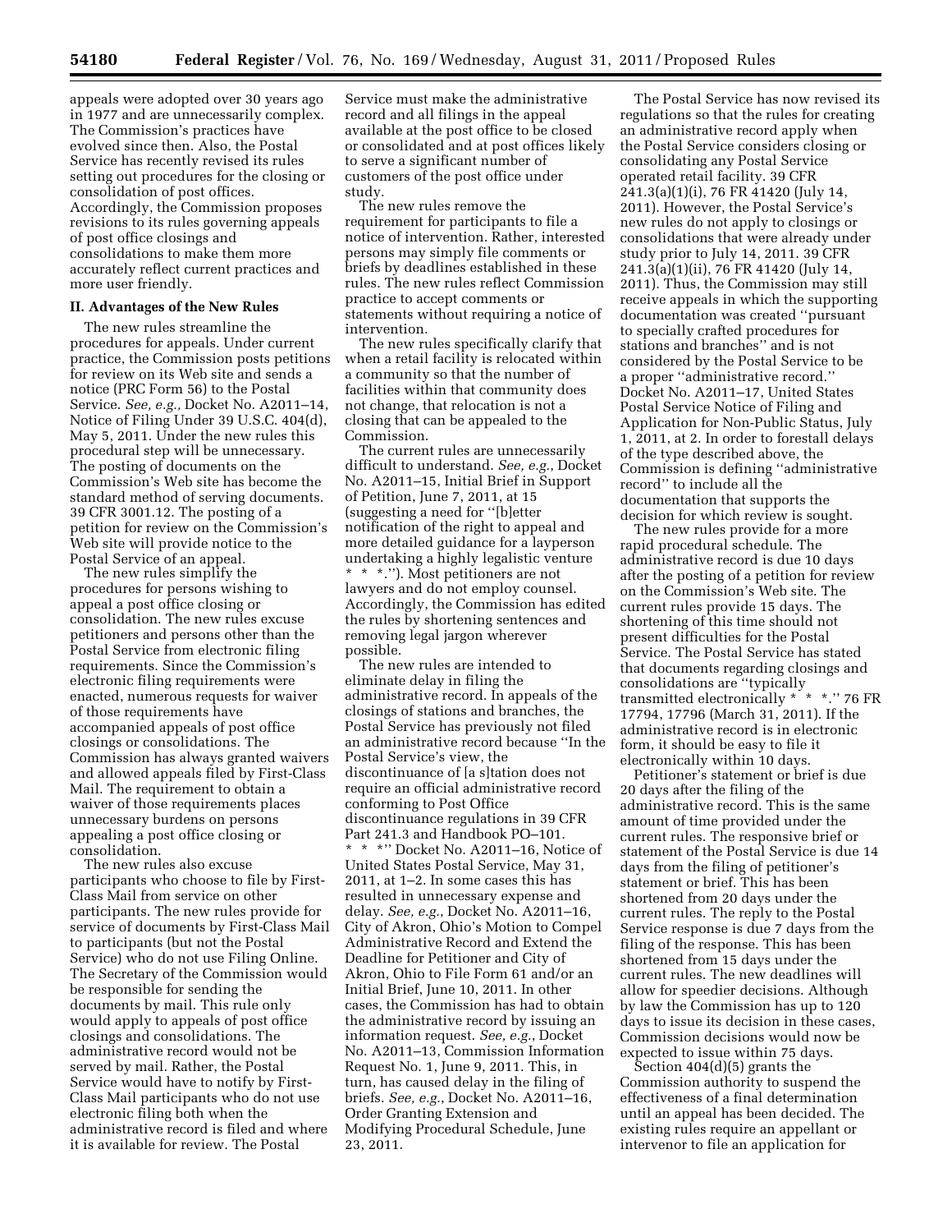appeals were adopted over 30 years ago in 1977 and are unnecessarily complex. The Commission's practices have evolved since then. Also, the Postal Service has recently revised its rules setting out procedures for the closing or consolidation of post offices. Accordingly, the Commission proposes revisions to its rules governing appeals of post office closings and consolidations to make them more accurately reflect current practices and more user friendly.

## II. Advantages of the New Rules

The new rules streamline the procedures for appeals. Under current practice, the Commission posts petitions for review on its Web site and sends a notice (PRC Form 56) to the Postal Service. *See, e.g.,* Docket No. A2011–14, Notice of Filing Under 39 U.S.C. 404(d), May 5, 2011. Under the new rules this procedural step will be unnecessary. The posting of documents on the Commission's Web site has become the standard method of serving documents. 39 CFR 3001.12. The posting of a petition for review on the Commission's Web site will provide notice to the Postal Service of an appeal.

The new rules simplify the procedures for persons wishing to appeal a post office closing or consolidation. The new rules excuse petitioners and persons other than the Postal Service from electronic filing requirements. Since the Commission's electronic filing requirements were enacted, numerous requests for waiver of those requirements have accompanied appeals of post office closings or consolidations. The Commission has always granted waivers and allowed appeals filed by First-Class Mail. The requirement to obtain a waiver of those requirements places unnecessary burdens on persons appealing a post office closing or consolidation.

The new rules also excuse participants who choose to file by First-Class Mail from service on other participants. The new rules provide for service of documents by First-Class Mail to participants (but not the Postal Service) who do not use Filing Online. The Secretary of the Commission would be responsible for sending the documents by mail. This rule only would apply to appeals of post office closings and consolidations. The administrative record would not be served by mail. Rather, the Postal Service would have to notify by First-Class Mail participants who do not use electronic filing both when the administrative record is filed and where it is available for review. The Postal Service must make the administrative record and all filings in the appeal available at the post office to be closed or consolidated and at post offices likely to serve a significant number of customers of the post office under study.

The new rules remove the requirement for participants to file a notice of intervention. Rather, interested persons may simply file comments or briefs by deadlines established in these rules. The new rules reflect Commission practice to accept comments or statements without requiring a notice of intervention.

The new rules specifically clarify that when a retail facility is relocated within a community so that the number of facilities within that community does not change, that relocation is not a closing that can be appealed to the Commission.

The current rules are unnecessarily difficult to understand. *See, e.g.,* Docket No. A2011–15, Initial Brief in Support of Petition, June 7, 2011, at 15 (suggesting a need for "[b]etter notification of the right to appeal and more detailed guidance for a layperson undertaking a highly legalistic venture * * *."). Most petitioners are not lawyers and do not employ counsel. Accordingly, the Commission has edited the rules by shortening sentences and removing legal jargon wherever possible.

The new rules are intended to eliminate delay in filing the administrative record. In appeals of the closings of stations and branches, the Postal Service has previously not filed an administrative record because "In the Postal Service's view, the discontinuance of [a s]tation does not require an official administrative record conforming to Post Office discontinuance regulations in 39 CFR Part 241.3 and Handbook PO–101. * * *" Docket No. A2011–16, Notice of United States Postal Service, May 31, 2011, at 1–2. In some cases this has resulted in unnecessary expense and delay. *See, e.g.,* Docket No. A2011–16, City of Akron, Ohio's Motion to Compel Administrative Record and Extend the Deadline for Petitioner and City of Akron, Ohio to File Form 61 and/or an Initial Brief, June 10, 2011. In other cases, the Commission has had to obtain the administrative record by issuing an information request. *See, e.g.,* Docket No. A2011–13, Commission Information Request No. 1, June 9, 2011. This, in turn, has caused delay in the filing of briefs. *See, e.g.,* Docket No. A2011–16, Order Granting Extension and Modifying Procedural Schedule, June 23, 2011.

The Postal Service has now revised its regulations so that the rules for creating an administrative record apply when the Postal Service considers closing or consolidating any Postal Service operated retail facility. 39 CFR 241.3(a)(1)(i), 76 FR 41420 (July 14, 2011). However, the Postal Service's new rules do not apply to closings or consolidations that were already under study prior to July 14, 2011. 39 CFR 241.3(a)(1)(ii), 76 FR 41420 (July 14, 2011). Thus, the Commission may still receive appeals in which the supporting documentation was created "pursuant to specially crafted procedures for stations and branches" and is not considered by the Postal Service to be a proper "administrative record." Docket No. A2011–17, United States Postal Service Notice of Filing and Application for Non-Public Status, July 1, 2011, at 2. In order to forestall delays of the type described above, the Commission is defining "administrative record" to include all the documentation that supports the decision for which review is sought.

The new rules provide for a more rapid procedural schedule. The administrative record is due 10 days after the posting of a petition for review on the Commission's Web site. The current rules provide 15 days. The shortening of this time should not present difficulties for the Postal Service. The Postal Service has stated that documents regarding closings and consolidations are "typically transmitted electronically * * *." 76 FR 17794, 17796 (March 31, 2011). If the administrative record is in electronic form, it should be easy to file it electronically within 10 days.

Petitioner's statement or brief is due 20 days after the filing of the administrative record. This is the same amount of time provided under the current rules. The responsive brief or statement of the Postal Service is due 14 days from the filing of petitioner's statement or brief. This has been shortened from 20 days under the current rules. The reply to the Postal Service response is due 7 days from the filing of the response. This has been shortened from 15 days under the current rules. The new deadlines will allow for speedier decisions. Although by law the Commission has up to 120 days to issue its decision in these cases, Commission decisions would now be expected to issue within 75 days.

Section 404(d)(5) grants the Commission authority to suspend the effectiveness of a final determination until an appeal has been decided. The existing rules require an appellant or intervenor to file an application for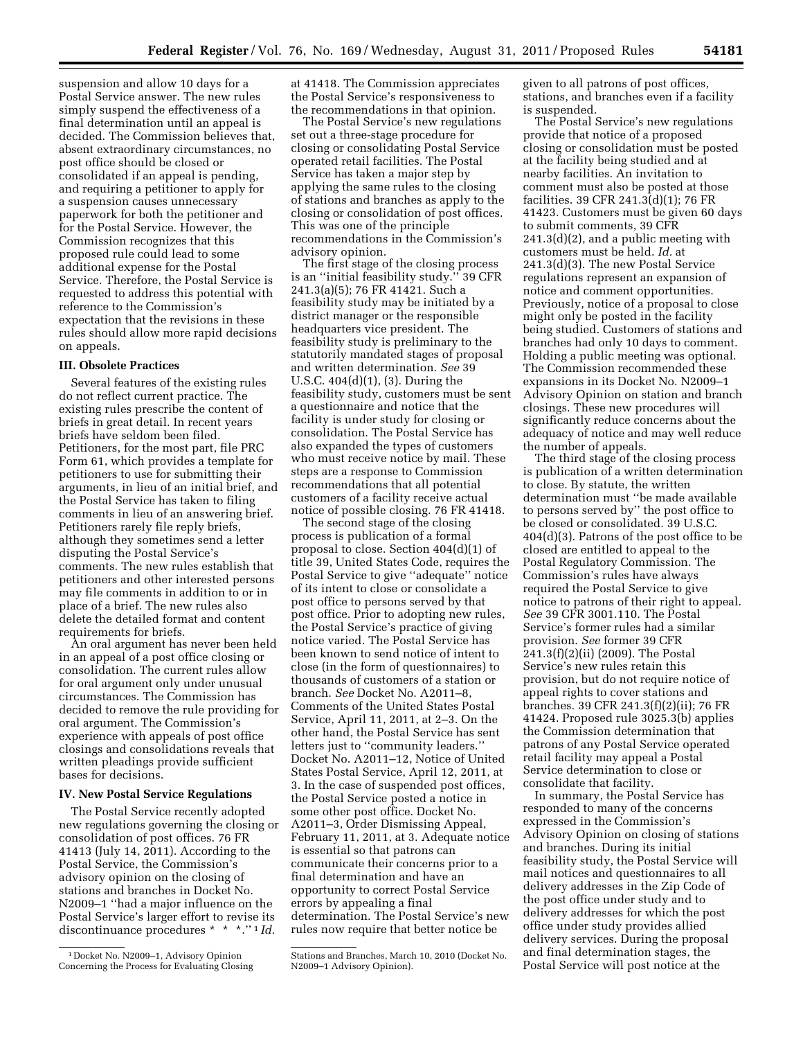suspension and allow 10 days for a Postal Service answer. The new rules simply suspend the effectiveness of a final determination until an appeal is decided. The Commission believes that, absent extraordinary circumstances, no post office should be closed or consolidated if an appeal is pending, and requiring a petitioner to apply for a suspension causes unnecessary paperwork for both the petitioner and for the Postal Service. However, the Commission recognizes that this proposed rule could lead to some additional expense for the Postal Service. Therefore, the Postal Service is requested to address this potential with reference to the Commission's expectation that the revisions in these rules should allow more rapid decisions on appeals.

### III. Obsolete Practices

Several features of the existing rules do not reflect current practice. The existing rules prescribe the content of briefs in great detail. In recent years briefs have seldom been filed. Petitioners, for the most part, file PRC Form 61, which provides a template for petitioners to use for submitting their arguments, in lieu of an initial brief, and the Postal Service has taken to filing comments in lieu of an answering brief. Petitioners rarely file reply briefs, although they sometimes send a letter disputing the Postal Service's comments. The new rules establish that petitioners and other interested persons may file comments in addition to or in place of a brief. The new rules also delete the detailed format and content requirements for briefs.

An oral argument has never been held in an appeal of a post office closing or consolidation. The current rules allow for oral argument only under unusual circumstances. The Commission has decided to remove the rule providing for oral argument. The Commission's experience with appeals of post office closings and consolidations reveals that written pleadings provide sufficient bases for decisions.

### IV. New Postal Service Regulations

The Postal Service recently adopted new regulations governing the closing or consolidation of post offices. 76 FR 41413 (July 14, 2011). According to the Postal Service, the Commission's advisory opinion on the closing of stations and branches in Docket No. N2009–1 ''had a major influence on the Postal Service's larger effort to revise its discontinuance procedures * * *.''[1] *Id.* at 41418. The Commission appreciates the Postal Service's responsiveness to the recommendations in that opinion.

The Postal Service's new regulations set out a three-stage procedure for closing or consolidating Postal Service operated retail facilities. The Postal Service has taken a major step by applying the same rules to the closing of stations and branches as apply to the closing or consolidation of post offices. This was one of the principle recommendations in the Commission's advisory opinion.

The first stage of the closing process is an ''initial feasibility study.'' 39 CFR 241.3(a)(5); 76 FR 41421. Such a feasibility study may be initiated by a district manager or the responsible headquarters vice president. The feasibility study is preliminary to the statutorily mandated stages of proposal and written determination. *See* 39 U.S.C. 404(d)(1), (3). During the feasibility study, customers must be sent a questionnaire and notice that the facility is under study for closing or consolidation. The Postal Service has also expanded the types of customers who must receive notice by mail. These steps are a response to Commission recommendations that all potential customers of a facility receive actual notice of possible closing. 76 FR 41418.

The second stage of the closing process is publication of a formal proposal to close. Section 404(d)(1) of title 39, United States Code, requires the Postal Service to give ''adequate'' notice of its intent to close or consolidate a post office to persons served by that post office. Prior to adopting new rules, the Postal Service's practice of giving notice varied. The Postal Service has been known to send notice of intent to close (in the form of questionnaires) to thousands of customers of a station or branch. *See* Docket No. A2011–8, Comments of the United States Postal Service, April 11, 2011, at 2–3. On the other hand, the Postal Service has sent letters just to ''community leaders.'' Docket No. A2011–12, Notice of United States Postal Service, April 12, 2011, at 3. In the case of suspended post offices, the Postal Service posted a notice in some other post office. Docket No. A2011–3, Order Dismissing Appeal, February 11, 2011, at 3. Adequate notice is essential so that patrons can communicate their concerns prior to a final determination and have an opportunity to correct Postal Service errors by appealing a final determination. The Postal Service's new rules now require that better notice be given to all patrons of post offices, stations, and branches even if a facility is suspended.

The Postal Service's new regulations provide that notice of a proposed closing or consolidation must be posted at the facility being studied and at nearby facilities. An invitation to comment must also be posted at those facilities. 39 CFR 241.3(d)(1); 76 FR 41423. Customers must be given 60 days to submit comments, 39 CFR 241.3(d)(2), and a public meeting with customers must be held. *Id.* at 241.3(d)(3). The new Postal Service regulations represent an expansion of notice and comment opportunities. Previously, notice of a proposal to close might only be posted in the facility being studied. Customers of stations and branches had only 10 days to comment. Holding a public meeting was optional. The Commission recommended these expansions in its Docket No. N2009–1 Advisory Opinion on station and branch closings. These new procedures will significantly reduce concerns about the adequacy of notice and may well reduce the number of appeals.

The third stage of the closing process is publication of a written determination to close. By statute, the written determination must ''be made available to persons served by'' the post office to be closed or consolidated. 39 U.S.C. 404(d)(3). Patrons of the post office to be closed are entitled to appeal to the Postal Regulatory Commission. The Commission's rules have always required the Postal Service to give notice to patrons of their right to appeal. *See* 39 CFR 3001.110. The Postal Service's former rules had a similar provision. *See* former 39 CFR 241.3(f)(2)(ii) (2009). The Postal Service's new rules retain this provision, but do not require notice of appeal rights to cover stations and branches. 39 CFR 241.3(f)(2)(ii); 76 FR 41424. Proposed rule 3025.3(b) applies the Commission determination that patrons of any Postal Service operated retail facility may appeal a Postal Service determination to close or consolidate that facility.

In summary, the Postal Service has responded to many of the concerns expressed in the Commission's Advisory Opinion on closing of stations and branches. During its initial feasibility study, the Postal Service will mail notices and questionnaires to all delivery addresses in the Zip Code of the post office under study and to delivery addresses for which the post office under study provides allied delivery services. During the proposal and final determination stages, the Postal Service will post notice at the

[1] Docket No. N2009–1, Advisory Opinion Concerning the Process for Evaluating Closing Stations and Branches, March 10, 2010 (Docket No. N2009–1 Advisory Opinion).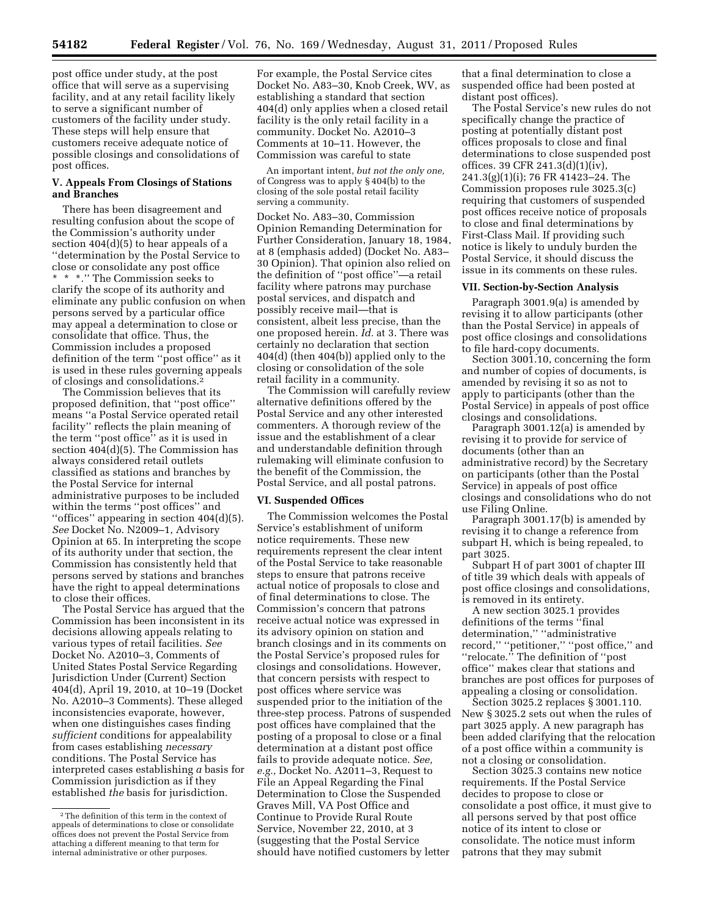post office under study, at the post office that will serve as a supervising facility, and at any retail facility likely to serve a significant number of customers of the facility under study. These steps will help ensure that customers receive adequate notice of possible closings and consolidations of post offices.

## V. Appeals From Closings of Stations and Branches

There has been disagreement and resulting confusion about the scope of the Commission's authority under section 404(d)(5) to hear appeals of a ''determination by the Postal Service to close or consolidate any post office * * *.'' The Commission seeks to clarify the scope of its authority and eliminate any public confusion on when persons served by a particular office may appeal a determination to close or consolidate that office. Thus, the Commission includes a proposed definition of the term ''post office'' as it is used in these rules governing appeals of closings and consolidations.[2]

The Commission believes that its proposed definition, that ''post office'' means ''a Postal Service operated retail facility'' reflects the plain meaning of the term ''post office'' as it is used in section 404(d)(5). The Commission has always considered retail outlets classified as stations and branches by the Postal Service for internal administrative purposes to be included within the terms ''post offices'' and ''offices'' appearing in section 404(d)(5). *See* Docket No. N2009–1, Advisory Opinion at 65. In interpreting the scope of its authority under that section, the Commission has consistently held that persons served by stations and branches have the right to appeal determinations to close their offices.

The Postal Service has argued that the Commission has been inconsistent in its decisions allowing appeals relating to various types of retail facilities. *See* Docket No. A2010–3, Comments of United States Postal Service Regarding Jurisdiction Under (Current) Section 404(d), April 19, 2010, at 10–19 (Docket No. A2010–3 Comments). These alleged inconsistencies evaporate, however, when one distinguishes cases finding *sufficient* conditions for appealability from cases establishing *necessary* conditions. The Postal Service has interpreted cases establishing *a* basis for Commission jurisdiction as if they established *the* basis for jurisdiction. For example, the Postal Service cites Docket No. A83–30, Knob Creek, WV, as establishing a standard that section 404(d) only applies when a closed retail facility is the only retail facility in a community. Docket No. A2010–3 Comments at 10–11. However, the Commission was careful to state

> An important intent, *but not the only one,* of Congress was to apply § 404(b) to the closing of the sole postal retail facility serving a community.

Docket No. A83–30, Commission Opinion Remanding Determination for Further Consideration, January 18, 1984, at 8 (emphasis added) (Docket No. A83–30 Opinion). That opinion also relied on the definition of ''post office''—a retail facility where patrons may purchase postal services, and dispatch and possibly receive mail—that is consistent, albeit less precise, than the one proposed herein. *Id.* at 3. There was certainly no declaration that section 404(d) (then 404(b)) applied only to the closing or consolidation of the sole retail facility in a community.

The Commission will carefully review alternative definitions offered by the Postal Service and any other interested commenters. A thorough review of the issue and the establishment of a clear and understandable definition through rulemaking will eliminate confusion to the benefit of the Commission, the Postal Service, and all postal patrons.

## VI. Suspended Offices

The Commission welcomes the Postal Service's establishment of uniform notice requirements. These new requirements represent the clear intent of the Postal Service to take reasonable steps to ensure that patrons receive actual notice of proposals to close and of final determinations to close. The Commission's concern that patrons receive actual notice was expressed in its advisory opinion on station and branch closings and in its comments on the Postal Service's proposed rules for closings and consolidations. However, that concern persists with respect to post offices where service was suspended prior to the initiation of the three-step process. Patrons of suspended post offices have complained that the posting of a proposal to close or a final determination at a distant post office fails to provide adequate notice. *See, e.g.,* Docket No. A2011–3, Request to File an Appeal Regarding the Final Determination to Close the Suspended Graves Mill, VA Post Office and Continue to Provide Rural Route Service, November 22, 2010, at 3 (suggesting that the Postal Service should have notified customers by letter that a final determination to close a suspended office had been posted at distant post offices).

The Postal Service's new rules do not specifically change the practice of posting at potentially distant post offices proposals to close and final determinations to close suspended post offices. 39 CFR 241.3(d)(1)(iv), 241.3(g)(1)(i); 76 FR 41423–24. The Commission proposes rule 3025.3(c) requiring that customers of suspended post offices receive notice of proposals to close and final determinations by First-Class Mail. If providing such notice is likely to unduly burden the Postal Service, it should discuss the issue in its comments on these rules.

## VII. Section-by-Section Analysis

Paragraph 3001.9(a) is amended by revising it to allow participants (other than the Postal Service) in appeals of post office closings and consolidations to file hard-copy documents.

Section 3001.10, concerning the form and number of copies of documents, is amended by revising it so as not to apply to participants (other than the Postal Service) in appeals of post office closings and consolidations.

Paragraph 3001.12(a) is amended by revising it to provide for service of documents (other than an administrative record) by the Secretary on participants (other than the Postal Service) in appeals of post office closings and consolidations who do not use Filing Online.

Paragraph 3001.17(b) is amended by revising it to change a reference from subpart H, which is being repealed, to part 3025.

Subpart H of part 3001 of chapter III of title 39 which deals with appeals of post office closings and consolidations, is removed in its entirety.

A new section 3025.1 provides definitions of the terms ''final determination,'' ''administrative record,'' ''petitioner,'' ''post office,'' and ''relocate.'' The definition of ''post office'' makes clear that stations and branches are post offices for purposes of appealing a closing or consolidation.

Section 3025.2 replaces § 3001.110. New § 3025.2 sets out when the rules of part 3025 apply. A new paragraph has been added clarifying that the relocation of a post office within a community is not a closing or consolidation.

Section 3025.3 contains new notice requirements. If the Postal Service decides to propose to close or consolidate a post office, it must give to all persons served by that post office notice of its intent to close or consolidate. The notice must inform patrons that they may submit

[2] The definition of this term in the context of appeals of determinations to close or consolidate offices does not prevent the Postal Service from attaching a different meaning to that term for internal administrative or other purposes.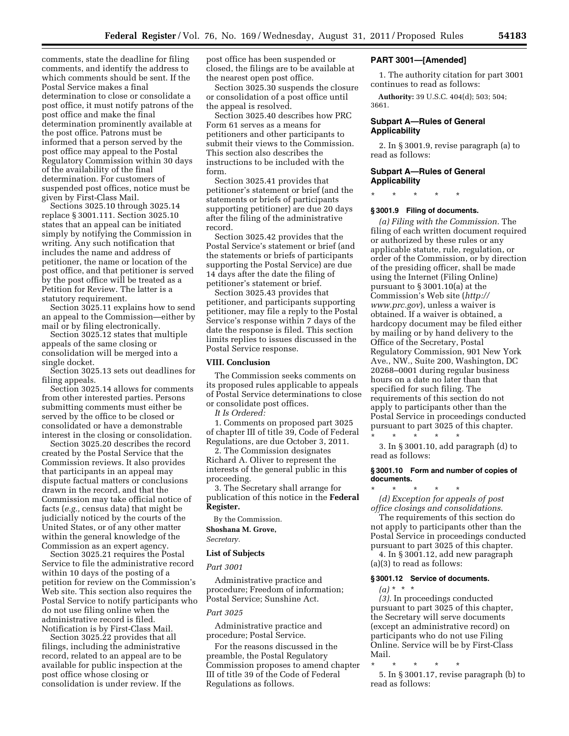comments, state the deadline for filing comments, and identify the address to which comments should be sent. If the Postal Service makes a final determination to close or consolidate a post office, it must notify patrons of the post office and make the final determination prominently available at the post office. Patrons must be informed that a person served by the post office may appeal to the Postal Regulatory Commission within 30 days of the availability of the final determination. For customers of suspended post offices, notice must be given by First-Class Mail.

Sections 3025.10 through 3025.14 replace § 3001.111. Section 3025.10 states that an appeal can be initiated simply by notifying the Commission in writing. Any such notification that includes the name and address of petitioner, the name or location of the post office, and that petitioner is served by the post office will be treated as a Petition for Review. The latter is a statutory requirement.

Section 3025.11 explains how to send an appeal to the Commission—either by mail or by filing electronically.

Section 3025.12 states that multiple appeals of the same closing or consolidation will be merged into a single docket.

Section 3025.13 sets out deadlines for filing appeals.

Section 3025.14 allows for comments from other interested parties. Persons submitting comments must either be served by the office to be closed or consolidated or have a demonstrable interest in the closing or consolidation.

Section 3025.20 describes the record created by the Postal Service that the Commission reviews. It also provides that participants in an appeal may dispute factual matters or conclusions drawn in the record, and that the Commission may take official notice of facts (*e.g.,* census data) that might be judicially noticed by the courts of the United States, or of any other matter within the general knowledge of the Commission as an expert agency.

Section 3025.21 requires the Postal Service to file the administrative record within 10 days of the posting of a petition for review on the Commission's Web site. This section also requires the Postal Service to notify participants who do not use filing online when the administrative record is filed. Notification is by First-Class Mail.

Section 3025.22 provides that all filings, including the administrative record, related to an appeal are to be available for public inspection at the post office whose closing or consolidation is under review. If the post office has been suspended or closed, the filings are to be available at the nearest open post office.

Section 3025.30 suspends the closure or consolidation of a post office until the appeal is resolved.

Section 3025.40 describes how PRC Form 61 serves as a means for petitioners and other participants to submit their views to the Commission. This section also describes the instructions to be included with the form.

Section 3025.41 provides that petitioner's statement or brief (and the statements or briefs of participants supporting petitioner) are due 20 days after the filing of the administrative record.

Section 3025.42 provides that the Postal Service's statement or brief (and the statements or briefs of participants supporting the Postal Service) are due 14 days after the date the filing of petitioner's statement or brief.

Section 3025.43 provides that petitioner, and participants supporting petitioner, may file a reply to the Postal Service's response within 7 days of the date the response is filed. This section limits replies to issues discussed in the Postal Service response.

## VIII. Conclusion

The Commission seeks comments on its proposed rules applicable to appeals of Postal Service determinations to close or consolidate post offices.

*It Is Ordered:*

1. Comments on proposed part 3025 of chapter III of title 39, Code of Federal Regulations, are due October 3, 2011.

2. The Commission designates Richard A. Oliver to represent the interests of the general public in this proceeding.

3. The Secretary shall arrange for publication of this notice in the **Federal Register.**

By the Commission.

**Shoshana M. Grove,**

*Secretary.*

## List of Subjects

### *Part 3001*

Administrative practice and procedure; Freedom of information; Postal Service; Sunshine Act.

### *Part 3025*

Administrative practice and procedure; Postal Service.

For the reasons discussed in the preamble, the Postal Regulatory Commission proposes to amend chapter III of title 39 of the Code of Federal Regulations as follows.

## PART 3001—[Amended]

1. The authority citation for part 3001 continues to read as follows:

**Authority:** 39 U.S.C. 404(d); 503; 504; 3661.

### Subpart A—Rules of General Applicability

2. In § 3001.9, revise paragraph (a) to read as follows:

### Subpart A—Rules of General Applicability

\* \* \* \* \*

#### § 3001.9 Filing of documents.

*(a) Filing with the Commission.* The filing of each written document required or authorized by these rules or any applicable statute, rule, regulation, or order of the Commission, or by direction of the presiding officer, shall be made using the Internet (Filing Online) pursuant to § 3001.10(a) at the Commission's Web site (*http://www.prc.gov*), unless a waiver is obtained. If a waiver is obtained, a hardcopy document may be filed either by mailing or by hand delivery to the Office of the Secretary, Postal Regulatory Commission, 901 New York Ave., NW., Suite 200, Washington, DC 20268–0001 during regular business hours on a date no later than that specified for such filing. The requirements of this section do not apply to participants other than the Postal Service in proceedings conducted pursuant to part 3025 of this chapter.

\* \* \* \* \*

3. In § 3001.10, add paragraph (d) to read as follows:

#### § 3001.10 Form and number of copies of documents.

\* \* \* \* \*

*(d) Exception for appeals of post office closings and consolidations*.

The requirements of this section do not apply to participants other than the Postal Service in proceedings conducted pursuant to part 3025 of this chapter.

4. In § 3001.12, add new paragraph (a)(3) to read as follows:

#### § 3001.12 Service of documents.

*(a)* \* \* \*

*(3).* In proceedings conducted pursuant to part 3025 of this chapter, the Secretary will serve documents (except an administrative record) on participants who do not use Filing Online. Service will be by First-Class Mail.

\* \* \* \* \*

5. In § 3001.17, revise paragraph (b) to read as follows: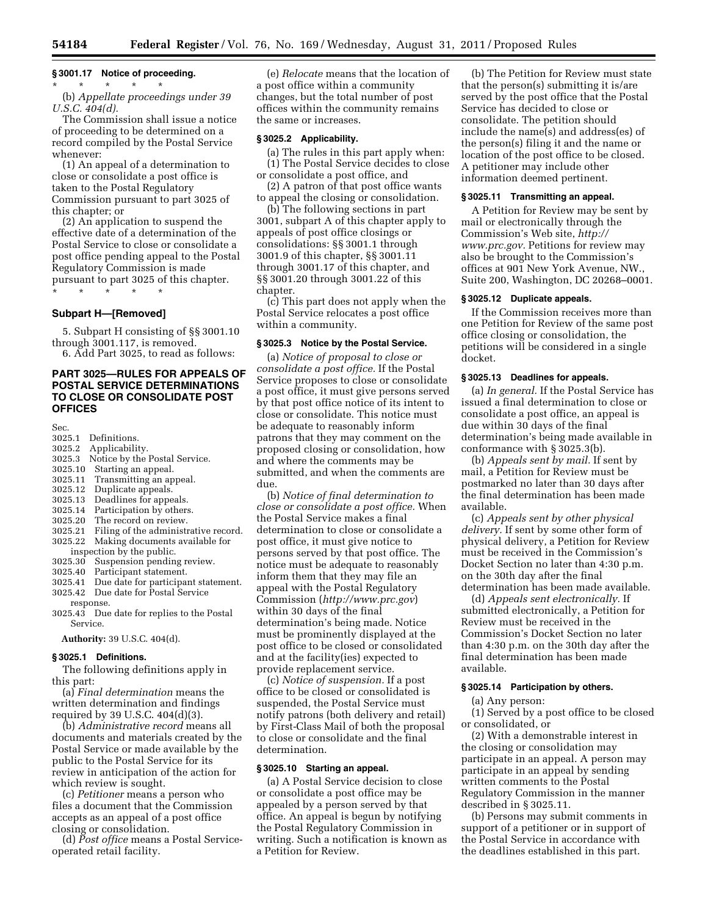**§ 3001.17 Notice of proceeding.**

\* \* \* \* \*

(b) *Appellate proceedings under 39 U.S.C. 404(d).*

The Commission shall issue a notice of proceeding to be determined on a record compiled by the Postal Service whenever:

(1) An appeal of a determination to close or consolidate a post office is taken to the Postal Regulatory Commission pursuant to part 3025 of this chapter; or

(2) An application to suspend the effective date of a determination of the Postal Service to close or consolidate a post office pending appeal to the Postal Regulatory Commission is made pursuant to part 3025 of this chapter.

\* \* \* \* \*

## Subpart H—[Removed]

5. Subpart H consisting of §§ 3001.10 through 3001.117, is removed.

6. Add Part 3025, to read as follows:

## PART 3025—RULES FOR APPEALS OF POSTAL SERVICE DETERMINATIONS TO CLOSE OR CONSOLIDATE POST OFFICES

Sec.
3025.1 Definitions.
3025.2 Applicability.
3025.3 Notice by the Postal Service.
3025.10 Starting an appeal.
3025.11 Transmitting an appeal.
3025.12 Duplicate appeals.
3025.13 Deadlines for appeals.
3025.14 Participation by others.
3025.20 The record on review.
3025.21 Filing of the administrative record.
3025.22 Making documents available for inspection by the public.
3025.30 Suspension pending review.
3025.40 Participant statement.
3025.41 Due date for participant statement.
3025.42 Due date for Postal Service response.
3025.43 Due date for replies to the Postal Service.

**Authority:** 39 U.S.C. 404(d).

**§ 3025.1 Definitions.**

The following definitions apply in this part:

(a) *Final determination* means the written determination and findings required by 39 U.S.C. 404(d)(3).

(b) *Administrative record* means all documents and materials created by the Postal Service or made available by the public to the Postal Service for its review in anticipation of the action for which review is sought.

(c) *Petitioner* means a person who files a document that the Commission accepts as an appeal of a post office closing or consolidation.

(d) *Post office* means a Postal Service-operated retail facility.

(e) *Relocate* means that the location of a post office within a community changes, but the total number of post offices within the community remains the same or increases.

**§ 3025.2 Applicability.**

(a) The rules in this part apply when:

(1) The Postal Service decides to close or consolidate a post office, and

(2) A patron of that post office wants to appeal the closing or consolidation.

(b) The following sections in part 3001, subpart A of this chapter apply to appeals of post office closings or consolidations: §§ 3001.1 through 3001.9 of this chapter, §§ 3001.11 through 3001.17 of this chapter, and §§ 3001.20 through 3001.22 of this chapter.

(c) This part does not apply when the Postal Service relocates a post office within a community.

**§ 3025.3 Notice by the Postal Service.**

(a) *Notice of proposal to close or consolidate a post office.* If the Postal Service proposes to close or consolidate a post office, it must give persons served by that post office notice of its intent to close or consolidate. This notice must be adequate to reasonably inform patrons that they may comment on the proposed closing or consolidation, how and where the comments may be submitted, and when the comments are due.

(b) *Notice of final determination to close or consolidate a post office.* When the Postal Service makes a final determination to close or consolidate a post office, it must give notice to persons served by that post office. The notice must be adequate to reasonably inform them that they may file an appeal with the Postal Regulatory Commission (*http://www.prc.gov*) within 30 days of the final determination's being made. Notice must be prominently displayed at the post office to be closed or consolidated and at the facility(ies) expected to provide replacement service.

(c) *Notice of suspension.* If a post office to be closed or consolidated is suspended, the Postal Service must notify patrons (both delivery and retail) by First-Class Mail of both the proposal to close or consolidate and the final determination.

**§ 3025.10 Starting an appeal.**

(a) A Postal Service decision to close or consolidate a post office may be appealed by a person served by that office. An appeal is begun by notifying the Postal Regulatory Commission in writing. Such a notification is known as a Petition for Review.

(b) The Petition for Review must state that the person(s) submitting it is/are served by the post office that the Postal Service has decided to close or consolidate. The petition should include the name(s) and address(es) of the person(s) filing it and the name or location of the post office to be closed. A petitioner may include other information deemed pertinent.

**§ 3025.11 Transmitting an appeal.**

A Petition for Review may be sent by mail or electronically through the Commission's Web site, *http://www.prc.gov.* Petitions for review may also be brought to the Commission's offices at 901 New York Avenue, NW., Suite 200, Washington, DC 20268–0001.

**§ 3025.12 Duplicate appeals.**

If the Commission receives more than one Petition for Review of the same post office closing or consolidation, the petitions will be considered in a single docket.

**§ 3025.13 Deadlines for appeals.**

(a) *In general.* If the Postal Service has issued a final determination to close or consolidate a post office, an appeal is due within 30 days of the final determination's being made available in conformance with § 3025.3(b).

(b) *Appeals sent by mail.* If sent by mail, a Petition for Review must be postmarked no later than 30 days after the final determination has been made available.

(c) *Appeals sent by other physical delivery.* If sent by some other form of physical delivery, a Petition for Review must be received in the Commission's Docket Section no later than 4:30 p.m. on the 30th day after the final determination has been made available.

(d) *Appeals sent electronically.* If submitted electronically, a Petition for Review must be received in the Commission's Docket Section no later than 4:30 p.m. on the 30th day after the final determination has been made available.

**§ 3025.14 Participation by others.**

(a) Any person:

(1) Served by a post office to be closed or consolidated, or

(2) With a demonstrable interest in the closing or consolidation may participate in an appeal. A person may participate in an appeal by sending written comments to the Postal Regulatory Commission in the manner described in § 3025.11.

(b) Persons may submit comments in support of a petitioner or in support of the Postal Service in accordance with the deadlines established in this part.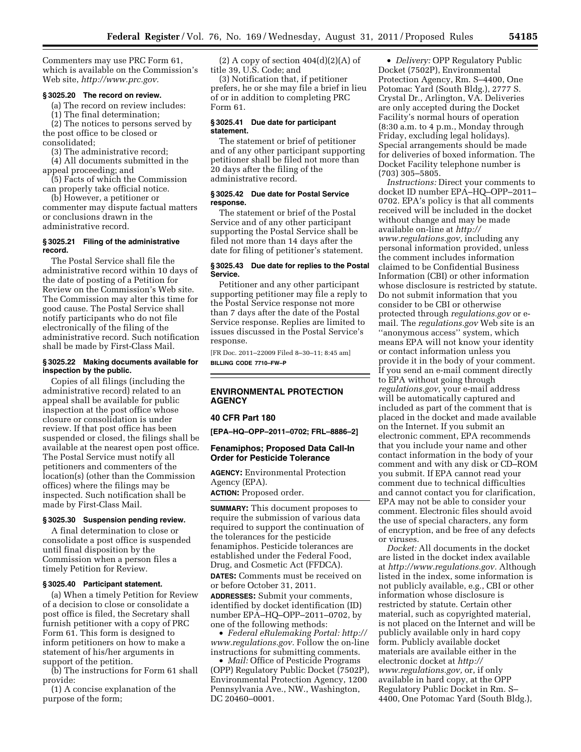Commenters may use PRC Form 61, which is available on the Commission's Web site, *http://www.prc.gov.*

### § 3025.20 The record on review.

(a) The record on review includes:

(1) The final determination;

(2) The notices to persons served by the post office to be closed or consolidated;

(3) The administrative record;

(4) All documents submitted in the appeal proceeding; and

(5) Facts of which the Commission can properly take official notice.

(b) However, a petitioner or commenter may dispute factual matters or conclusions drawn in the administrative record.

### § 3025.21 Filing of the administrative record.

The Postal Service shall file the administrative record within 10 days of the date of posting of a Petition for Review on the Commission's Web site. The Commission may alter this time for good cause. The Postal Service shall notify participants who do not file electronically of the filing of the administrative record. Such notification shall be made by First-Class Mail.

### § 3025.22 Making documents available for inspection by the public.

Copies of all filings (including the administrative record) related to an appeal shall be available for public inspection at the post office whose closure or consolidation is under review. If that post office has been suspended or closed, the filings shall be available at the nearest open post office. The Postal Service must notify all petitioners and commenters of the location(s) (other than the Commission offices) where the filings may be inspected. Such notification shall be made by First-Class Mail.

### § 3025.30 Suspension pending review.

A final determination to close or consolidate a post office is suspended until final disposition by the Commission when a person files a timely Petition for Review.

### § 3025.40 Participant statement.

(a) When a timely Petition for Review of a decision to close or consolidate a post office is filed, the Secretary shall furnish petitioner with a copy of PRC Form 61. This form is designed to inform petitioners on how to make a statement of his/her arguments in support of the petition.

(b) The instructions for Form 61 shall provide:

(1) A concise explanation of the purpose of the form;

(2) A copy of section 404(d)(2)(A) of title 39, U.S. Code; and

(3) Notification that, if petitioner prefers, he or she may file a brief in lieu of or in addition to completing PRC Form 61.

### § 3025.41 Due date for participant statement.

The statement or brief of petitioner and of any other participant supporting petitioner shall be filed not more than 20 days after the filing of the administrative record.

### § 3025.42 Due date for Postal Service response.

The statement or brief of the Postal Service and of any other participant supporting the Postal Service shall be filed not more than 14 days after the date for filing of petitioner's statement.

### § 3025.43 Due date for replies to the Postal Service.

Petitioner and any other participant supporting petitioner may file a reply to the Postal Service response not more than 7 days after the date of the Postal Service response. Replies are limited to issues discussed in the Postal Service's response.

[FR Doc. 2011–22009 Filed 8–30–11; 8:45 am]

**BILLING CODE 7710–FW–P**

---

## ENVIRONMENTAL PROTECTION AGENCY

### 40 CFR Part 180

**[EPA–HQ–OPP–2011–0702; FRL–8886–2]**

## Fenamiphos; Proposed Data Call-In Order for Pesticide Tolerance

**AGENCY:** Environmental Protection Agency (EPA).

**ACTION:** Proposed order.

**SUMMARY:** This document proposes to require the submission of various data required to support the continuation of the tolerances for the pesticide fenamiphos. Pesticide tolerances are established under the Federal Food, Drug, and Cosmetic Act (FFDCA).

**DATES:** Comments must be received on or before October 31, 2011.

**ADDRESSES:** Submit your comments, identified by docket identification (ID) number EPA–HQ–OPP–2011–0702, by one of the following methods:

- *Federal eRulemaking Portal: http://www.regulations.gov.* Follow the on-line instructions for submitting comments.
- *Mail:* Office of Pesticide Programs (OPP) Regulatory Public Docket (7502P), Environmental Protection Agency, 1200 Pennsylvania Ave., NW., Washington, DC 20460–0001.
- *Delivery:* OPP Regulatory Public Docket (7502P), Environmental Protection Agency, Rm. S–4400, One Potomac Yard (South Bldg.), 2777 S. Crystal Dr., Arlington, VA. Deliveries are only accepted during the Docket Facility's normal hours of operation (8:30 a.m. to 4 p.m., Monday through Friday, excluding legal holidays). Special arrangements should be made for deliveries of boxed information. The Docket Facility telephone number is (703) 305–5805.

*Instructions:* Direct your comments to docket ID number EPA–HQ–OPP–2011–0702. EPA's policy is that all comments received will be included in the docket without change and may be made available on-line at *http://www.regulations.gov,* including any personal information provided, unless the comment includes information claimed to be Confidential Business Information (CBI) or other information whose disclosure is restricted by statute. Do not submit information that you consider to be CBI or otherwise protected through *regulations.gov* or e-mail. The *regulations.gov* Web site is an ''anonymous access'' system, which means EPA will not know your identity or contact information unless you provide it in the body of your comment. If you send an e-mail comment directly to EPA without going through *regulations.gov*, your e-mail address will be automatically captured and included as part of the comment that is placed in the docket and made available on the Internet. If you submit an electronic comment, EPA recommends that you include your name and other contact information in the body of your comment and with any disk or CD–ROM you submit. If EPA cannot read your comment due to technical difficulties and cannot contact you for clarification, EPA may not be able to consider your comment. Electronic files should avoid the use of special characters, any form of encryption, and be free of any defects or viruses.

*Docket:* All documents in the docket are listed in the docket index available at *http://www.regulations.gov.* Although listed in the index, some information is not publicly available, e.g., CBI or other information whose disclosure is restricted by statute. Certain other material, such as copyrighted material, is not placed on the Internet and will be publicly available only in hard copy form. Publicly available docket materials are available either in the electronic docket at *http://www.regulations.gov,* or, if only available in hard copy, at the OPP Regulatory Public Docket in Rm. S–4400, One Potomac Yard (South Bldg.),